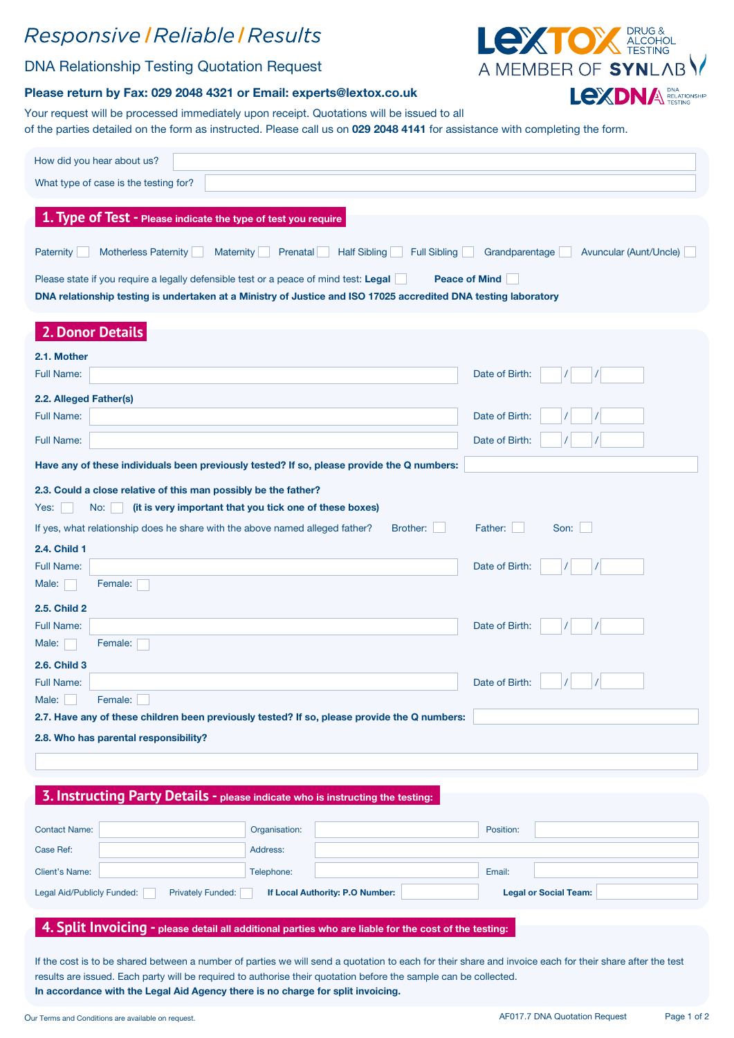# Responsive / Reliable / Results

## DNA Relationship Testing Quotation Request

LEXTOX DRUG & ALCOHOL TESTING
A MEMBER OF SYNLAB
LEXDNA DNA RELATIONSHIP TESTING

**Please return by Fax: 029 2048 4321 or Email: experts@lextox.co.uk**

Your request will be processed immediately upon receipt. Quotations will be issued to all of the parties detailed on the form as instructed. Please call us on **029 2048 4141** for assistance with completing the form.

How did you hear about us?

What type of case is the testing for?

## 1. Type of Test - Please indicate the type of test you require

Paternity ☐ Motherless Paternity ☐ Maternity ☐ Prenatal ☐ Half Sibling ☐ Full Sibling ☐ Grandparentage ☐ Avuncular (Aunt/Uncle) ☐

Please state if you require a legally defensible test or a peace of mind test: **Legal** ☐ **Peace of Mind** ☐

**DNA relationship testing is undertaken at a Ministry of Justice and ISO 17025 accredited DNA testing laboratory**

## 2. Donor Details

**2.1. Mother**

Full Name: Date of Birth: / /

**2.2. Alleged Father(s)**

Full Name: Date of Birth: / /

Full Name: Date of Birth: / /

**Have any of these individuals been previously tested? If so, please provide the Q numbers:**

**2.3. Could a close relative of this man possibly be the father?**

Yes: ☐ No: ☐ **(it is very important that you tick one of these boxes)**

If yes, what relationship does he share with the above named alleged father? Brother: ☐ Father: ☐ Son: ☐

**2.4. Child 1**

Full Name: Date of Birth: / /

Male: ☐ Female: ☐

**2.5. Child 2**

Full Name: Date of Birth: / /

Male: ☐ Female: ☐

**2.6. Child 3**

Full Name: Date of Birth: / /

Male: ☐ Female: ☐

**2.7. Have any of these children been previously tested? If so, please provide the Q numbers:**

**2.8. Who has parental responsibility?**

## 3. Instructing Party Details - please indicate who is instructing the testing:

Contact Name: Organisation: Position:

Case Ref: Address:

Client's Name: Telephone: Email:

Legal Aid/Publicly Funded: ☐ Privately Funded: ☐ **If Local Authority: P.O Number:** **Legal or Social Team:**

## 4. Split Invoicing - please detail all additional parties who are liable for the cost of the testing:

If the cost is to be shared between a number of parties we will send a quotation to each for their share and invoice each for their share after the test results are issued. Each party will be required to authorise their quotation before the sample can be collected.

**In accordance with the Legal Aid Agency there is no charge for split invoicing.**

Our Terms and Conditions are available on request.

AF017.7 DNA Quotation Request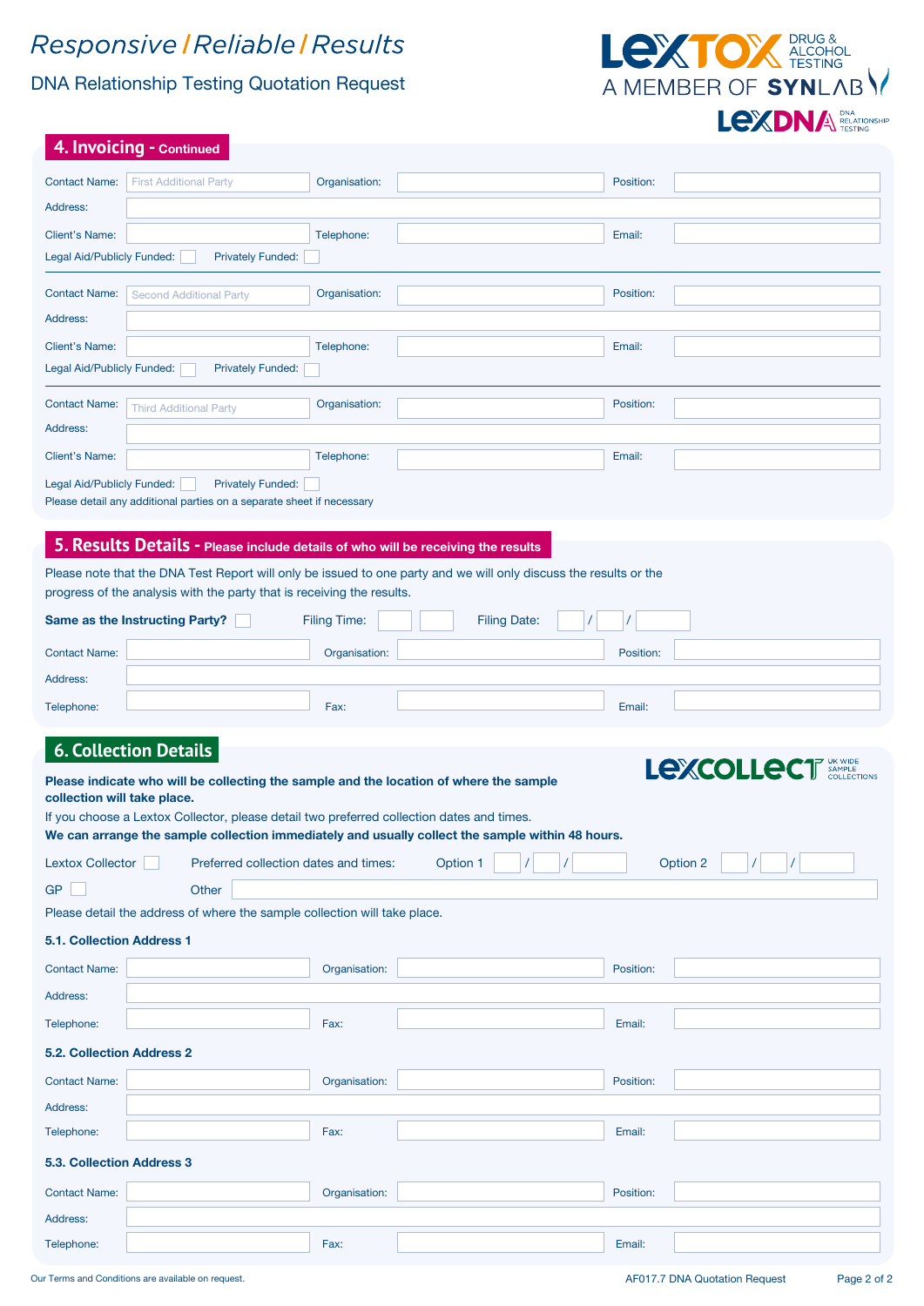Responsive / Reliable / Results

DNA Relationship Testing Quotation Request

## 4. Invoicing - Continued

Contact Name: First Additional Party | Organisation: | Position:

Address:

Client's Name: | Telephone: | Email:

Legal Aid/Publicly Funded: ☐ Privately Funded: ☐

---

Contact Name: Second Additional Party | Organisation: | Position:

Address:

Client's Name: | Telephone: | Email:

Legal Aid/Publicly Funded: ☐ Privately Funded: ☐

---

Contact Name: Third Additional Party | Organisation: | Position:

Address:

Client's Name: | Telephone: | Email:

Legal Aid/Publicly Funded: ☐ Privately Funded: ☐

Please detail any additional parties on a separate sheet if necessary

## 5. Results Details - Please include details of who will be receiving the results

Please note that the DNA Test Report will only be issued to one party and we will only discuss the results or the progress of the analysis with the party that is receiving the results.

**Same as the Instructing Party?** ☐ Filing Time: Filing Date: / /

Contact Name: | Organisation: | Position:

Address:

Telephone: | Fax: | Email:

## 6. Collection Details

**Please indicate who will be collecting the sample and the location of where the sample collection will take place.**

If you choose a Lextox Collector, please detail two preferred collection dates and times.

**We can arrange the sample collection immediately and usually collect the sample within 48 hours.**

Lextox Collector ☐ Preferred collection dates and times: Option 1 / / Option 2 / /

GP ☐ Other

Please detail the address of where the sample collection will take place.

### 5.1. Collection Address 1

Contact Name: | Organisation: | Position:

Address:

Telephone: | Fax: | Email:

### 5.2. Collection Address 2

Contact Name: | Organisation: | Position:

Address:

Telephone: | Fax: | Email:

### 5.3. Collection Address 3

Contact Name: | Organisation: | Position:

Address:

Telephone: | Fax: | Email:

Our Terms and Conditions are available on request.

AF017.7 DNA Quotation Request